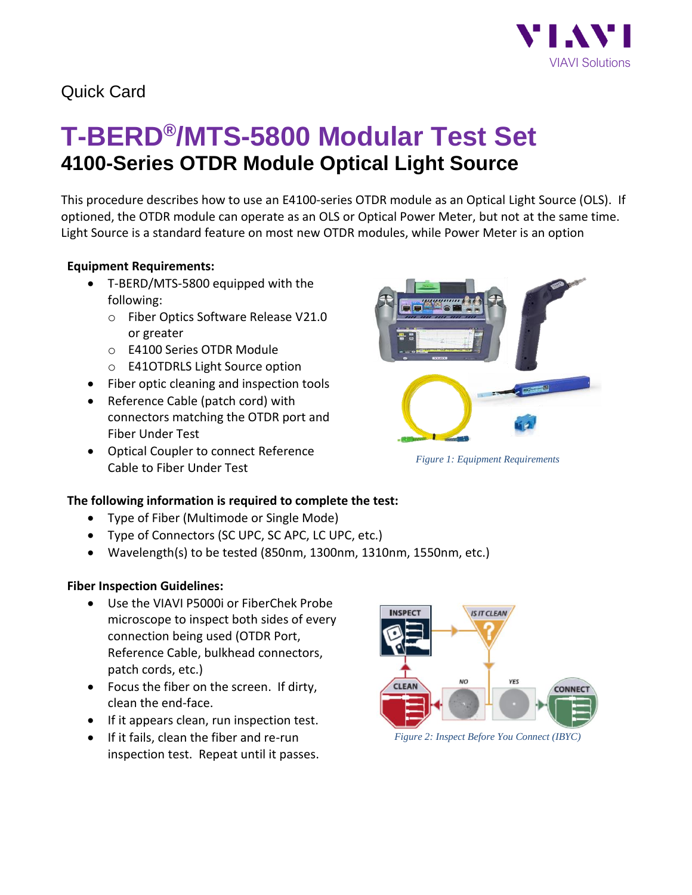Quick Card

# T-BERD®/MTS-5800 Modular Test Set

## 4100-Series OTDR Module Optical Light Source

This procedure describes how to use an E4100-series OTDR module as an Optical Light Source (OLS). If optioned, the OTDR module can operate as an OLS or Optical Power Meter, but not at the same time. Light Source is a standard feature on most new OTDR modules, while Power Meter is an option

**Equipment Requirements:**

- T-BERD/MTS-5800 equipped with the following:
  - Fiber Optics Software Release V21.0 or greater
  - E4100 Series OTDR Module
  - E41OTDRLS Light Source option
- Fiber optic cleaning and inspection tools
- Reference Cable (patch cord) with connectors matching the OTDR port and Fiber Under Test
- Optical Coupler to connect Reference Cable to Fiber Under Test

*Figure 1: Equipment Requirements*

**The following information is required to complete the test:**

- Type of Fiber (Multimode or Single Mode)
- Type of Connectors (SC UPC, SC APC, LC UPC, etc.)
- Wavelength(s) to be tested (850nm, 1300nm, 1310nm, 1550nm, etc.)

**Fiber Inspection Guidelines:**

- Use the VIAVI P5000i or FiberChek Probe microscope to inspect both sides of every connection being used (OTDR Port, Reference Cable, bulkhead connectors, patch cords, etc.)
- Focus the fiber on the screen. If dirty, clean the end-face.
- If it appears clean, run inspection test.
- If it fails, clean the fiber and re-run inspection test. Repeat until it passes.

*Figure 2: Inspect Before You Connect (IBYC)*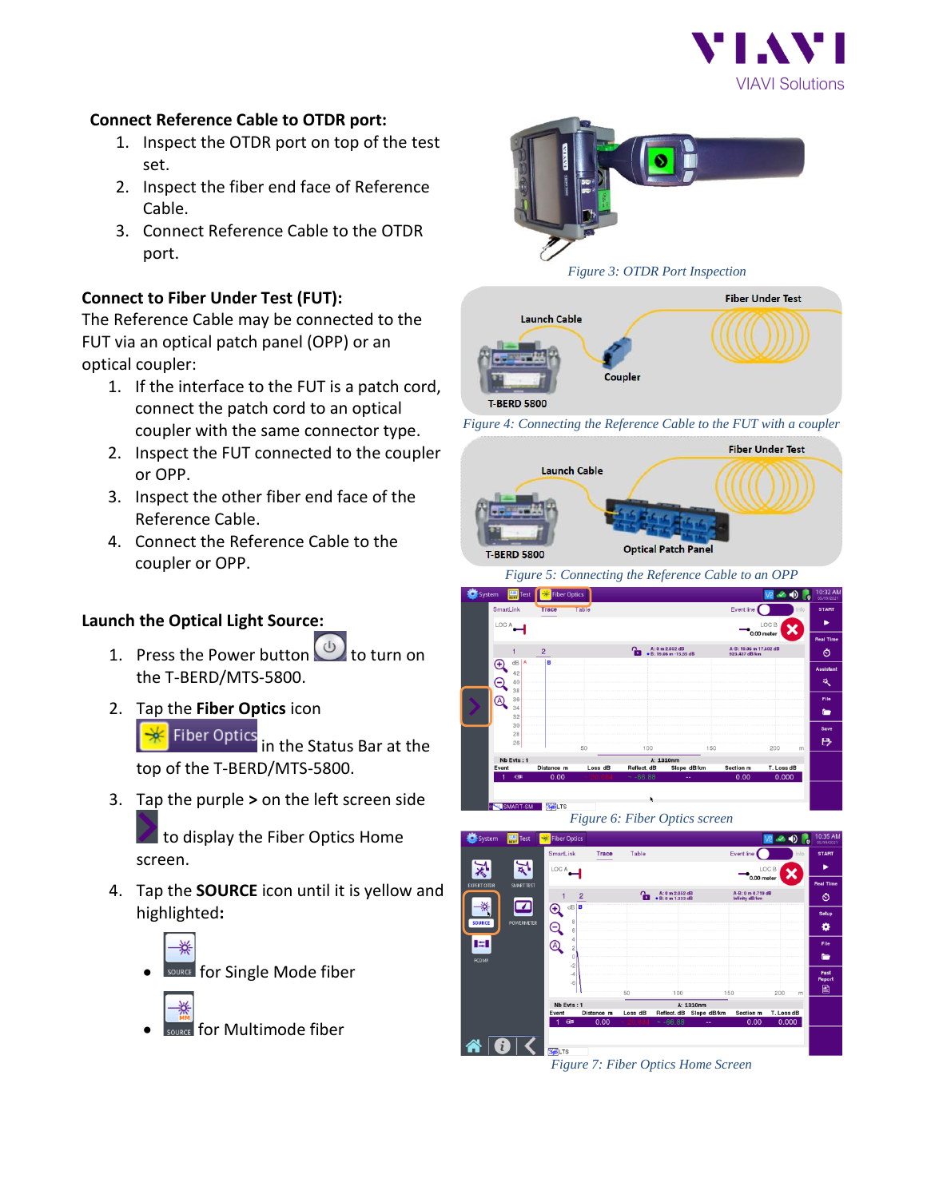**Connect Reference Cable to OTDR port:**

1. Inspect the OTDR port on top of the test set.
2. Inspect the fiber end face of Reference Cable.
3. Connect Reference Cable to the OTDR port.

*Figure 3: OTDR Port Inspection*

**Connect to Fiber Under Test (FUT):**

The Reference Cable may be connected to the FUT via an optical patch panel (OPP) or an optical coupler:

1. If the interface to the FUT is a patch cord, connect the patch cord to an optical coupler with the same connector type.
2. Inspect the FUT connected to the coupler or OPP.
3. Inspect the other fiber end face of the Reference Cable.
4. Connect the Reference Cable to the coupler or OPP.

*Figure 4: Connecting the Reference Cable to the FUT with a coupler*

*Figure 5: Connecting the Reference Cable to an OPP*

**Launch the Optical Light Source:**

1. Press the Power button to turn on the T-BERD/MTS-5800.
2. Tap the **Fiber Optics** icon Fiber Optics in the Status Bar at the top of the T-BERD/MTS-5800.
3. Tap the purple **>** on the left screen side to display the Fiber Optics Home screen.
4. Tap the **SOURCE** icon until it is yellow and highlighted**:**
   - for Single Mode fiber
   - for Multimode fiber

*Figure 6: Fiber Optics screen*

*Figure 7: Fiber Optics Home Screen*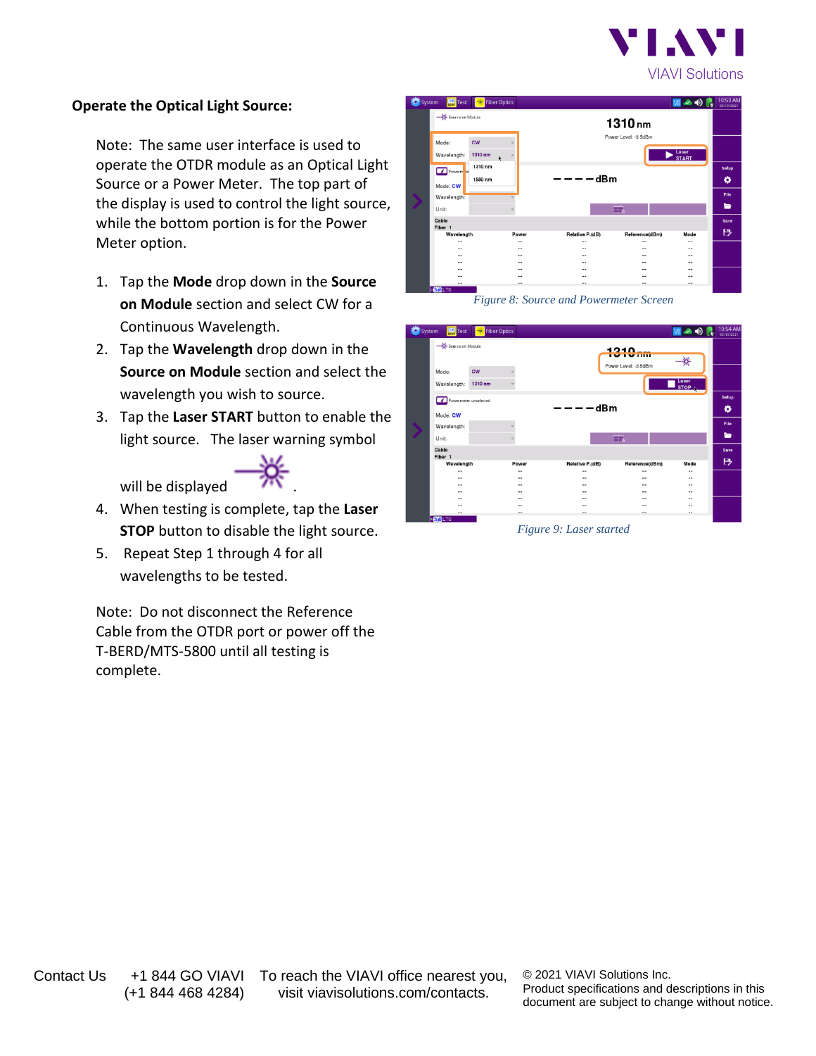**Operate the Optical Light Source:**

Note: The same user interface is used to operate the OTDR module as an Optical Light Source or a Power Meter. The top part of the display is used to control the light source, while the bottom portion is for the Power Meter option.

1. Tap the **Mode** drop down in the **Source on Module** section and select CW for a Continuous Wavelength.
2. Tap the **Wavelength** drop down in the **Source on Module** section and select the wavelength you wish to source.
3. Tap the **Laser START** button to enable the light source. The laser warning symbol will be displayed .
4. When testing is complete, tap the **Laser STOP** button to disable the light source.
5. Repeat Step 1 through 4 for all wavelengths to be tested.

Note: Do not disconnect the Reference Cable from the OTDR port or power off the T-BERD/MTS-5800 until all testing is complete.

*Figure 8: Source and Powermeter Screen*

*Figure 9: Laser started*

Contact Us +1 844 GO VIAVI (+1 844 468 4284) To reach the VIAVI office nearest you, visit viavisolutions.com/contacts.

© 2021 VIAVI Solutions Inc. Product specifications and descriptions in this document are subject to change without notice.